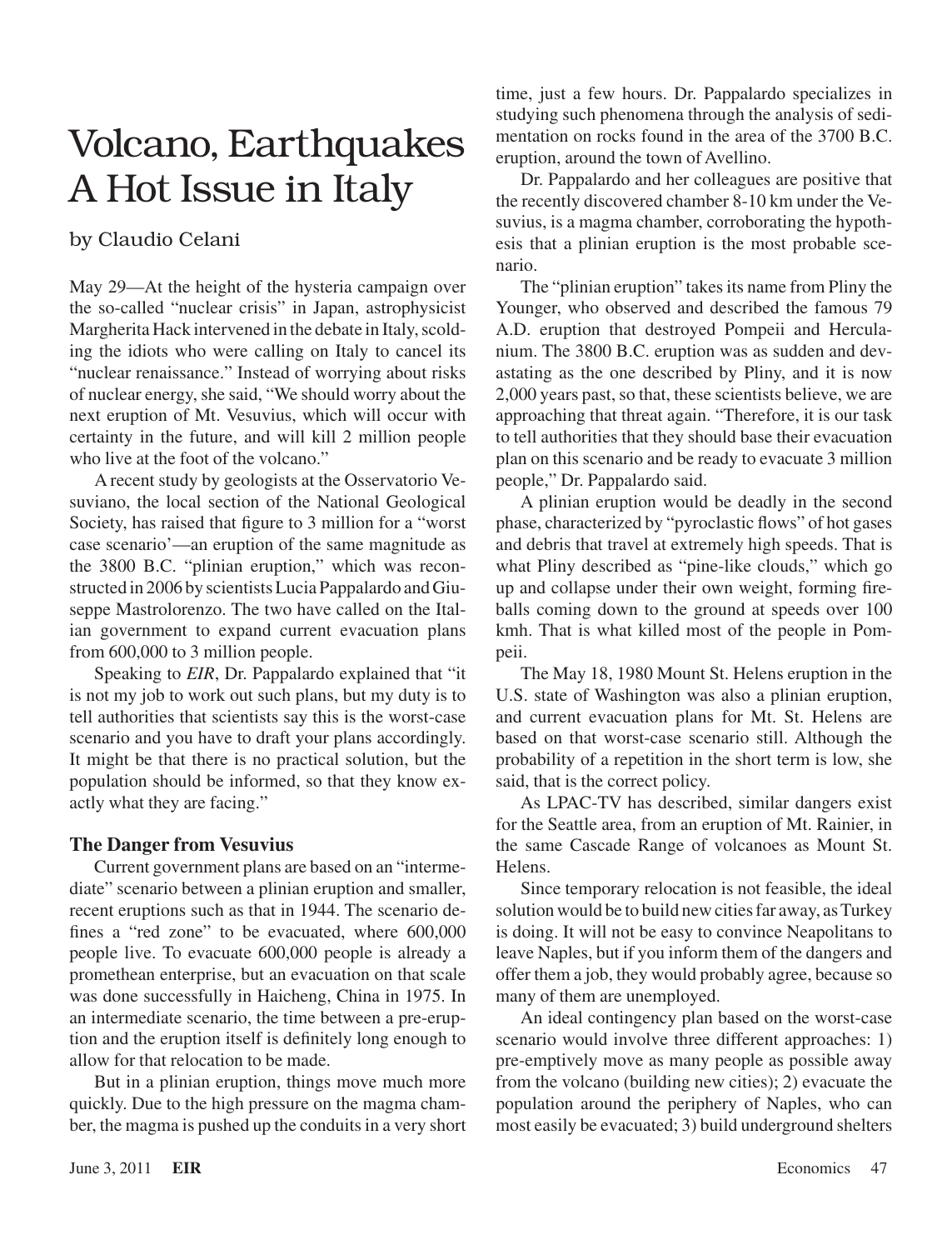# Volcano, Earthquakes A Hot Issue in Italy

by Claudio Celani

May 29—At the height of the hysteria campaign over the so-called "nuclear crisis" in Japan, astrophysicist Margherita Hack intervened in the debate in Italy, scolding the idiots who were calling on Italy to cancel its "nuclear renaissance." Instead of worrying about risks of nuclear energy, she said, "We should worry about the next eruption of Mt. Vesuvius, which will occur with certainty in the future, and will kill 2 million people who live at the foot of the volcano."

A recent study by geologists at the Osservatorio Vesuviano, the local section of the National Geological Society, has raised that figure to 3 million for a "worst case scenario'—an eruption of the same magnitude as the 3800 B.C. "plinian eruption," which was reconstructed in 2006 by scientists Lucia Pappalardo and Giuseppe Mastrolorenzo. The two have called on the Italian government to expand current evacuation plans from 600,000 to 3 million people.

Speaking to *EIR*, Dr. Pappalardo explained that "it is not my job to work out such plans, but my duty is to tell authorities that scientists say this is the worst-case scenario and you have to draft your plans accordingly. It might be that there is no practical solution, but the population should be informed, so that they know exactly what they are facing."

## The Danger from Vesuvius

Current government plans are based on an "intermediate" scenario between a plinian eruption and smaller, recent eruptions such as that in 1944. The scenario defines a "red zone" to be evacuated, where 600,000 people live. To evacuate 600,000 people is already a promethean enterprise, but an evacuation on that scale was done successfully in Haicheng, China in 1975. In an intermediate scenario, the time between a pre-eruption and the eruption itself is definitely long enough to allow for that relocation to be made.

But in a plinian eruption, things move much more quickly. Due to the high pressure on the magma chamber, the magma is pushed up the conduits in a very short time, just a few hours. Dr. Pappalardo specializes in studying such phenomena through the analysis of sedimentation on rocks found in the area of the 3700 B.C. eruption, around the town of Avellino.

Dr. Pappalardo and her colleagues are positive that the recently discovered chamber 8-10 km under the Vesuvius, is a magma chamber, corroborating the hypothesis that a plinian eruption is the most probable scenario.

The "plinian eruption" takes its name from Pliny the Younger, who observed and described the famous 79 A.D. eruption that destroyed Pompeii and Herculanium. The 3800 B.C. eruption was as sudden and devastating as the one described by Pliny, and it is now 2,000 years past, so that, these scientists believe, we are approaching that threat again. "Therefore, it is our task to tell authorities that they should base their evacuation plan on this scenario and be ready to evacuate 3 million people," Dr. Pappalardo said.

A plinian eruption would be deadly in the second phase, characterized by "pyroclastic flows" of hot gases and debris that travel at extremely high speeds. That is what Pliny described as "pine-like clouds," which go up and collapse under their own weight, forming fireballs coming down to the ground at speeds over 100 kmh. That is what killed most of the people in Pompeii.

The May 18, 1980 Mount St. Helens eruption in the U.S. state of Washington was also a plinian eruption, and current evacuation plans for Mt. St. Helens are based on that worst-case scenario still. Although the probability of a repetition in the short term is low, she said, that is the correct policy.

As LPAC-TV has described, similar dangers exist for the Seattle area, from an eruption of Mt. Rainier, in the same Cascade Range of volcanoes as Mount St. Helens.

Since temporary relocation is not feasible, the ideal solution would be to build new cities far away, as Turkey is doing. It will not be easy to convince Neapolitans to leave Naples, but if you inform them of the dangers and offer them a job, they would probably agree, because so many of them are unemployed.

An ideal contingency plan based on the worst-case scenario would involve three different approaches: 1) pre-emptively move as many people as possible away from the volcano (building new cities); 2) evacuate the population around the periphery of Naples, who can most easily be evacuated; 3) build underground shelters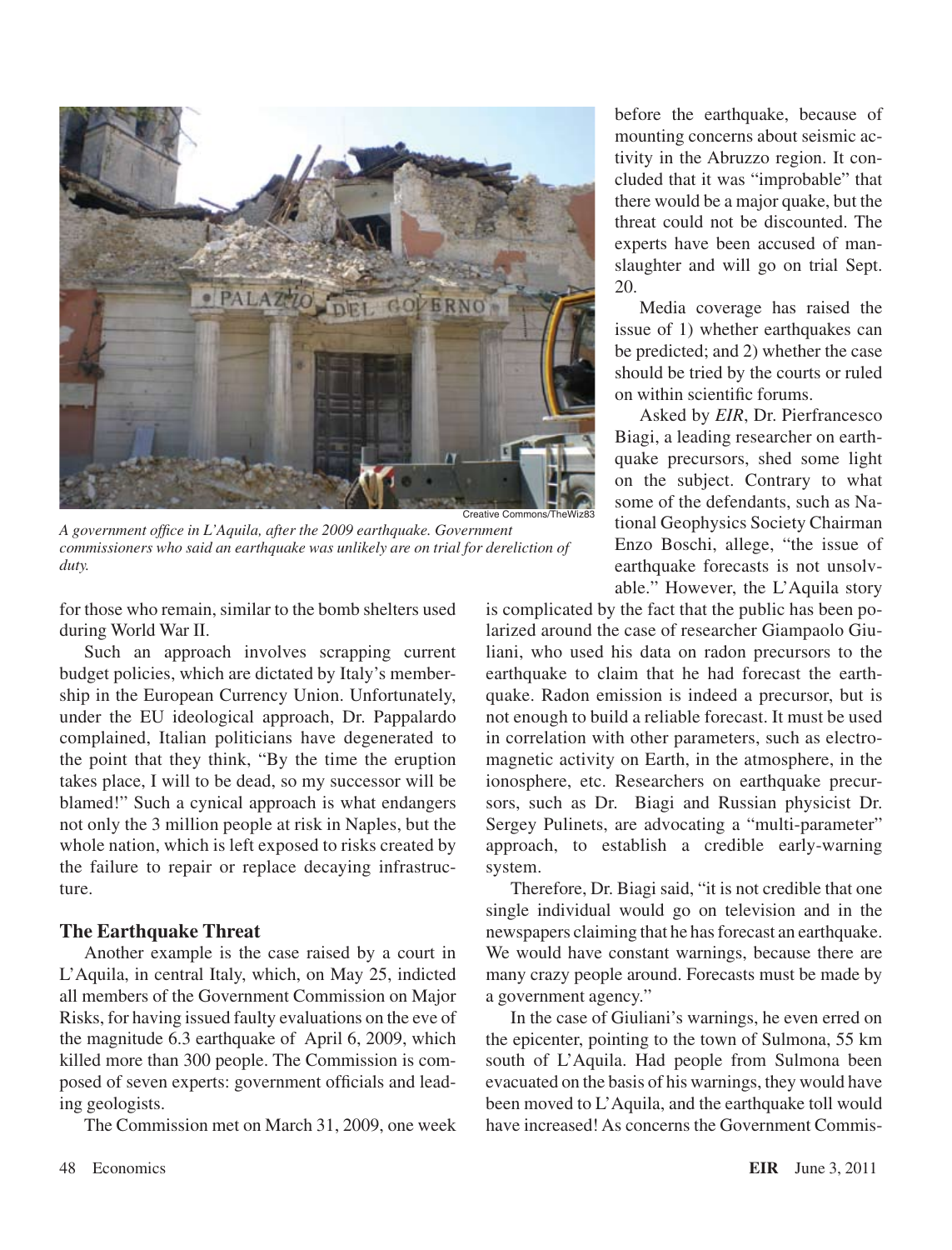Creative Commons/TheWiz83

*A government office in L'Aquila, after the 2009 earthquake. Government commissioners who said an earthquake was unlikely are on trial for dereliction of duty.*

for those who remain, similar to the bomb shelters used during World War II.

Such an approach involves scrapping current budget policies, which are dictated by Italy's membership in the European Currency Union. Unfortunately, under the EU ideological approach, Dr. Pappalardo complained, Italian politicians have degenerated to the point that they think, "By the time the eruption takes place, I will to be dead, so my successor will be blamed!" Such a cynical approach is what endangers not only the 3 million people at risk in Naples, but the whole nation, which is left exposed to risks created by the failure to repair or replace decaying infrastructure.

## The Earthquake Threat

Another example is the case raised by a court in L'Aquila, in central Italy, which, on May 25, indicted all members of the Government Commission on Major Risks, for having issued faulty evaluations on the eve of the magnitude 6.3 earthquake of April 6, 2009, which killed more than 300 people. The Commission is composed of seven experts: government officials and leading geologists.

The Commission met on March 31, 2009, one week before the earthquake, because of mounting concerns about seismic activity in the Abruzzo region. It concluded that it was "improbable" that there would be a major quake, but the threat could not be discounted. The experts have been accused of manslaughter and will go on trial Sept. 20.

Media coverage has raised the issue of 1) whether earthquakes can be predicted; and 2) whether the case should be tried by the courts or ruled on within scientific forums.

Asked by *EIR*, Dr. Pierfrancesco Biagi, a leading researcher on earthquake precursors, shed some light on the subject. Contrary to what some of the defendants, such as National Geophysics Society Chairman Enzo Boschi, allege, "the issue of earthquake forecasts is not unsolvable." However, the L'Aquila story is complicated by the fact that the public has been polarized around the case of researcher Giampaolo Giuliani, who used his data on radon precursors to the earthquake to claim that he had forecast the earthquake. Radon emission is indeed a precursor, but is not enough to build a reliable forecast. It must be used in correlation with other parameters, such as electromagnetic activity on Earth, in the atmosphere, in the ionosphere, etc. Researchers on earthquake precursors, such as Dr. Biagi and Russian physicist Dr. Sergey Pulinets, are advocating a "multi-parameter" approach, to establish a credible early-warning system.

Therefore, Dr. Biagi said, "it is not credible that one single individual would go on television and in the newspapers claiming that he has forecast an earthquake. We would have constant warnings, because there are many crazy people around. Forecasts must be made by a government agency."

In the case of Giuliani's warnings, he even erred on the epicenter, pointing to the town of Sulmona, 55 km south of L'Aquila. Had people from Sulmona been evacuated on the basis of his warnings, they would have been moved to L'Aquila, and the earthquake toll would have increased! As concerns the Government Commis-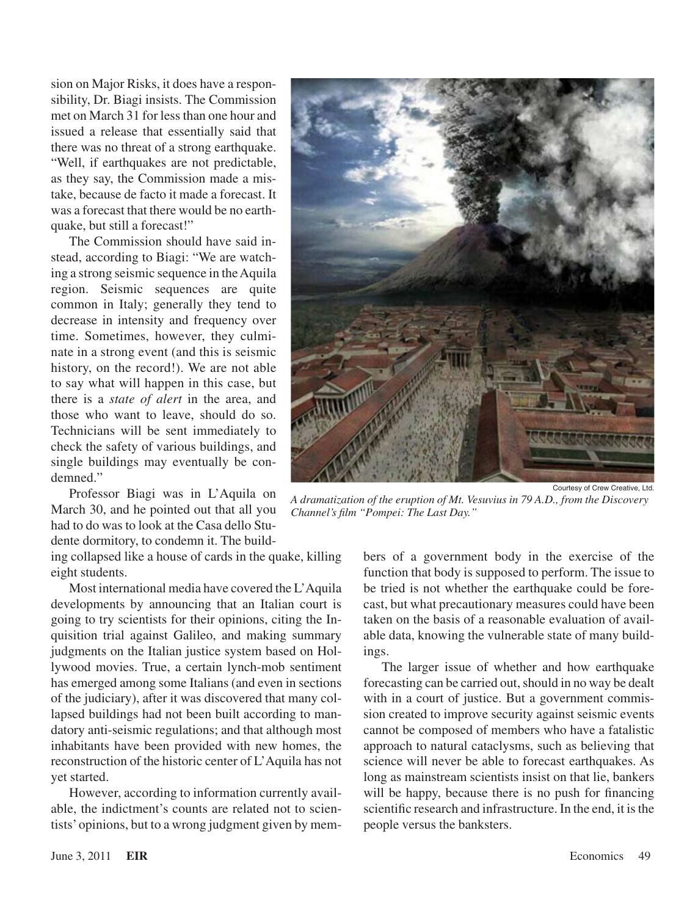sion on Major Risks, it does have a responsibility, Dr. Biagi insists. The Commission met on March 31 for less than one hour and issued a release that essentially said that there was no threat of a strong earthquake. "Well, if earthquakes are not predictable, as they say, the Commission made a mistake, because de facto it made a forecast. It was a forecast that there would be no earthquake, but still a forecast!"

The Commission should have said instead, according to Biagi: "We are watching a strong seismic sequence in the Aquila region. Seismic sequences are quite common in Italy; generally they tend to decrease in intensity and frequency over time. Sometimes, however, they culminate in a strong event (and this is seismic history, on the record!). We are not able to say what will happen in this case, but there is a *state of alert* in the area, and those who want to leave, should do so. Technicians will be sent immediately to check the safety of various buildings, and single buildings may eventually be condemned."

Professor Biagi was in L'Aquila on March 30, and he pointed out that all you had to do was to look at the Casa dello Studente dormitory, to condemn it. The building collapsed like a house of cards in the quake, killing eight students.

Courtesy of Crew Creative, Ltd.

*A dramatization of the eruption of Mt. Vesuvius in 79 A.D., from the Discovery Channel's film "Pompei: The Last Day."*

Most international media have covered the L'Aquila developments by announcing that an Italian court is going to try scientists for their opinions, citing the Inquisition trial against Galileo, and making summary judgments on the Italian justice system based on Hollywood movies. True, a certain lynch-mob sentiment has emerged among some Italians (and even in sections of the judiciary), after it was discovered that many collapsed buildings had not been built according to mandatory anti-seismic regulations; and that although most inhabitants have been provided with new homes, the reconstruction of the historic center of L'Aquila has not yet started.

However, according to information currently available, the indictment's counts are related not to scientists' opinions, but to a wrong judgment given by members of a government body in the exercise of the function that body is supposed to perform. The issue to be tried is not whether the earthquake could be forecast, but what precautionary measures could have been taken on the basis of a reasonable evaluation of available data, knowing the vulnerable state of many buildings.

The larger issue of whether and how earthquake forecasting can be carried out, should in no way be dealt with in a court of justice. But a government commission created to improve security against seismic events cannot be composed of members who have a fatalistic approach to natural cataclysms, such as believing that science will never be able to forecast earthquakes. As long as mainstream scientists insist on that lie, bankers will be happy, because there is no push for financing scientific research and infrastructure. In the end, it is the people versus the banksters.